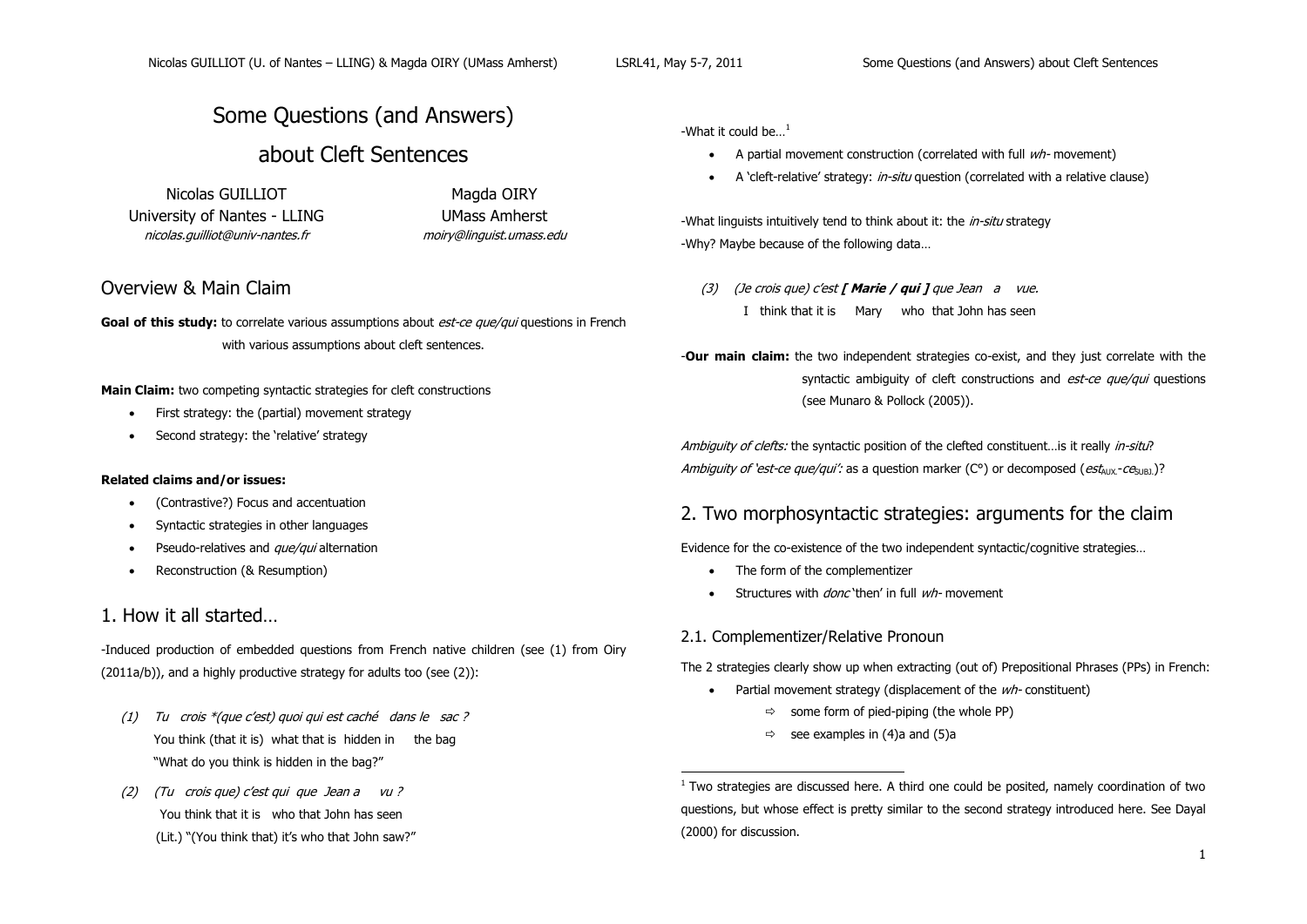# Some Questions (and Answers) about Cleft Sentences

Nicolas GUILLIOT
University of Nantes - LLING
*nicolas.guilliot@univ-nantes.fr*

Magda OIRY
UMass Amherst
*moiry@linguist.umass.edu*

## Overview & Main Claim

**Goal of this study:** to correlate various assumptions about *est-ce que/qui* questions in French with various assumptions about cleft sentences.

**Main Claim:** two competing syntactic strategies for cleft constructions

- First strategy: the (partial) movement strategy
- Second strategy: the 'relative' strategy

**Related claims and/or issues:**

- (Contrastive?) Focus and accentuation
- Syntactic strategies in other languages
- Pseudo-relatives and *que/qui* alternation
- Reconstruction (& Resumption)

## 1. How it all started…

-Induced production of embedded questions from French native children (see (1) from Oiry (2011a/b)), and a highly productive strategy for adults too (see (2)):

(1) *Tu crois \*(que c'est) quoi qui est caché dans le sac ?*
You think (that it is) what that is hidden in the bag
"What do you think is hidden in the bag?"

(2) *(Tu crois que) c'est qui que Jean a vu ?*
You think that it is who that John has seen
(Lit.) "(You think that) it's who that John saw?"

-What it could be…[1]

- A partial movement construction (correlated with full *wh-* movement)
- A 'cleft-relative' strategy: *in-situ* question (correlated with a relative clause)

-What linguists intuitively tend to think about it: the *in-situ* strategy
-Why? Maybe because of the following data…

(3) *(Je crois que) c'est **[ Marie / qui ]** que Jean a vue.*
I think that it is Mary who that John has seen

-**Our main claim:** the two independent strategies co-exist, and they just correlate with the syntactic ambiguity of cleft constructions and *est-ce que/qui* questions (see Munaro & Pollock (2005)).

*Ambiguity of clefts:* the syntactic position of the clefted constituent…is it really *in-situ*?
*Ambiguity of 'est-ce que/qui':* as a question marker (C°) or decomposed ($est_{AUX.}$-$ce_{SUBJ.}$)?

## 2. Two morphosyntactic strategies: arguments for the claim

Evidence for the co-existence of the two independent syntactic/cognitive strategies…

- The form of the complementizer
- Structures with *donc* 'then' in full *wh-* movement

### 2.1. Complementizer/Relative Pronoun

The 2 strategies clearly show up when extracting (out of) Prepositional Phrases (PPs) in French:

- Partial movement strategy (displacement of the *wh-* constituent)
  - ⇨ some form of pied-piping (the whole PP)
  - ⇨ see examples in (4)a and (5)a

[1] Two strategies are discussed here. A third one could be posited, namely coordination of two questions, but whose effect is pretty similar to the second strategy introduced here. See Dayal (2000) for discussion.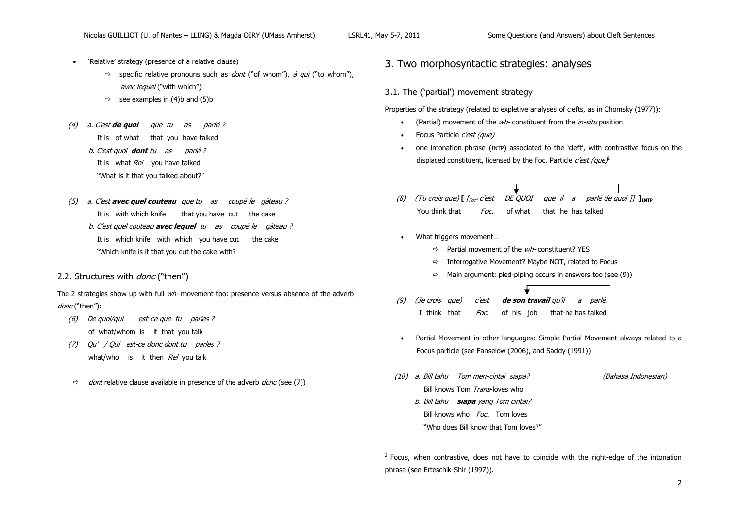- 'Relative' strategy (presence of a relative clause)
  - ⇨ specific relative pronouns such as *dont* ("of whom"), *à qui* ("to whom"), *avec lequel* ("with which")
  - ⇨ see examples in (4)b and (5)b

(4) a. *C'est **de quoi** que tu as parlé ?*
It is of what that you have talked
b. *C'est quoi **dont** tu as parlé ?*
It is what *Rel* you have talked
"What is it that you talked about?"

(5) a. *C'est **avec quel couteau** que tu as coupé le gâteau ?*
It is with which knife that you have cut the cake
b. *C'est quel couteau **avec lequel** tu as coupé le gâteau ?*
It is which knife with which you have cut the cake
"Which knife is it that you cut the cake with?

## 2.2. Structures with *donc* ("then")

The 2 strategies show up with full *wh-* movement too: presence versus absence of the adverb *donc* ("then"):

(6) *De quoi/qui est-ce que tu parles ?*
of what/whom is it that you talk

(7) *Qu' / Qui est-ce donc dont tu parles ?*
what/who is it then *Rel* you talk

⇨ *dont* relative clause available in presence of the adverb *donc* (see (7))

# 3. Two morphosyntactic strategies: analyses

## 3.1. The ('partial') movement strategy

Properties of the strategy (related to expletive analyses of clefts, as in Chomsky (1977)):

- (Partial) movement of the *wh-* constituent from the *in-situ* position
- Focus Particle *c'est (que)*
- one intonation phrase (INTP) associated to the 'cleft', with contrastive focus on the displaced constituent, licensed by the Foc. Particle *c'est (que)*[2]

(8) (*Tu crois que*) **[** [$_{Foc°}$ *c'est* *DE QUOI* *que il a parlé ~~de quoi~~* ]] **]$_{INTP}$**
You think that *Foc.* of what that he has talked

- What triggers movement…
  - ⇨ Partial movement of the *wh-* constituent? YES
  - ⇨ Interrogative Movement? Maybe NOT, related to Focus
  - ⇨ Main argument: pied-piping occurs in answers too (see (9))

(9) (*Je crois que*) *c'est* ***de son travail*** *qu'il a parlé.*
I think that *Foc.* of his job that-he has talked

- Partial Movement in other languages: Simple Partial Movement always related to a Focus particle (see Fanselow (2006), and Saddy (1991))

(10) a. *Bill tahu Tom men-cintai siapa?* (Bahasa Indonesian)
Bill knows Tom *Trans*-loves who
b. *Bill tahu **siapa** yang Tom cintai?*
Bill knows who *Foc.* Tom loves
"Who does Bill know that Tom loves?"

[2] Focus, when contrastive, does not have to coincide with the right-edge of the intonation phrase (see Erteschik-Shir (1997)).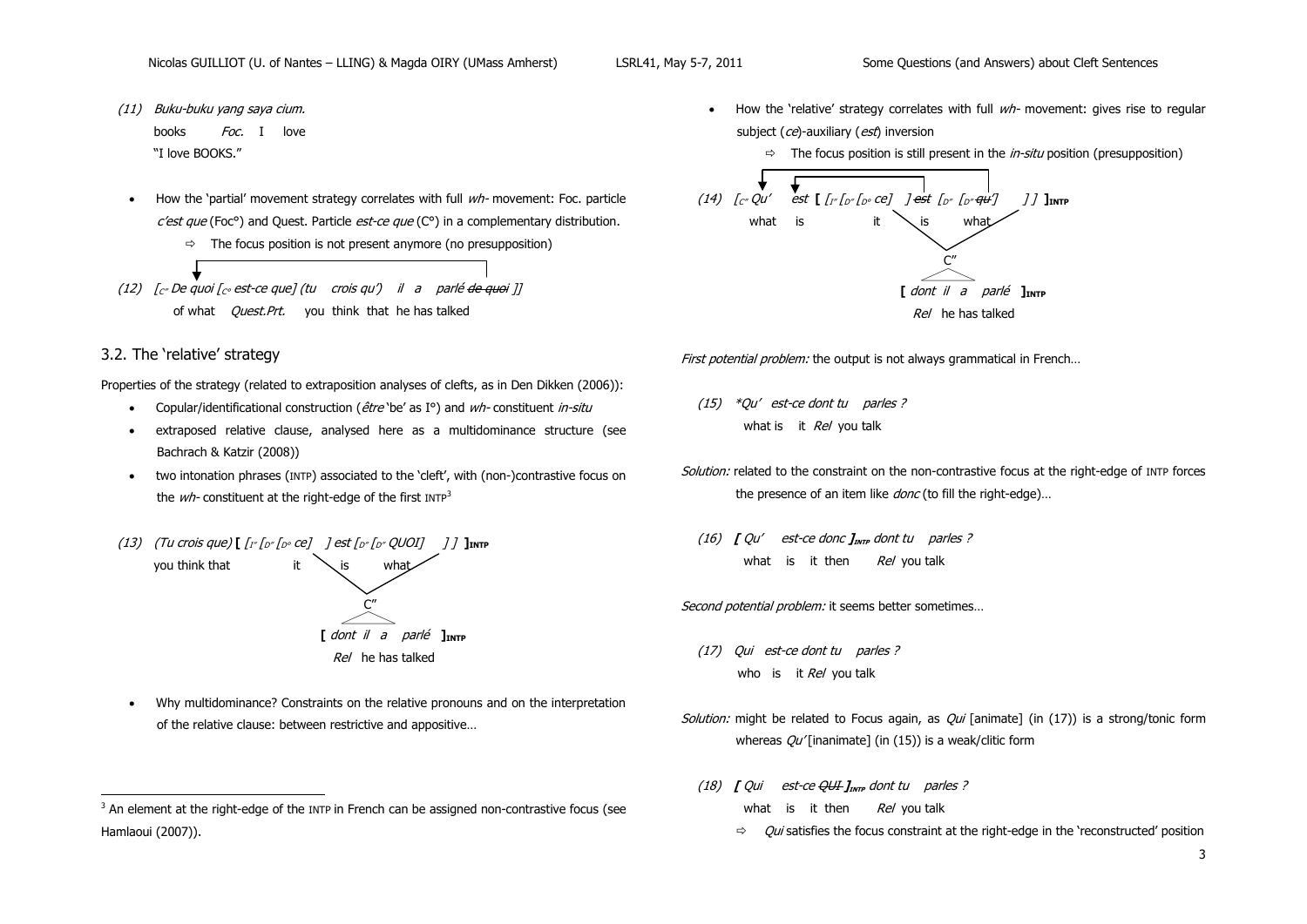(11) *Buku-buku yang saya cium.*
books *Foc.* I love
"I love BOOKS."

- How the 'partial' movement strategy correlates with full *wh*- movement: Foc. particle *c'est que* (Foc°) and Quest. Particle *est-ce que* (C°) in a complementary distribution.
  - ⇨ The focus position is not present anymore (no presupposition)

(12) [$_{C''}$ *De quoi* [$_{C°}$ *est-ce que*] (*tu crois qu'*) *il a parlé* ~~*de quoi*~~ ]]
of what *Quest.Prt.* you think that he has talked

## 3.2. The 'relative' strategy

Properties of the strategy (related to extraposition analyses of clefts, as in Den Dikken (2006)):

- Copular/identificational construction (*être* 'be' as I°) and *wh*- constituent *in-situ*
- extraposed relative clause, analysed here as a multidominance structure (see Bachrach & Katzir (2008))
- two intonation phrases (INTP) associated to the 'cleft', with (non-)contrastive focus on the *wh*- constituent at the right-edge of the first INTP[3]

(13) (*Tu crois que*) **[** [$_{I''}$ [$_{D''}$ [$_{D°}$ *ce*] ] *est* [$_{D''}$ [$_{D''}$ *QUOI*] ] ] **]$_{INTP}$**
you think that it is what
C''
**[** *dont il a parlé* **]$_{INTP}$**
*Rel* he has talked

- Why multidominance? Constraints on the relative pronouns and on the interpretation of the relative clause: between restrictive and appositive…

- How the 'relative' strategy correlates with full *wh*- movement: gives rise to regular subject (*ce*)-auxiliary (*est*) inversion
  - ⇨ The focus position is still present in the *in-situ* position (presupposition)

(14) [$_{C''}$ *Qu'* *est* **[** [$_{I''}$ [$_{D''}$ [$_{D°}$ *ce*] ] ~~*est*~~ [$_{D''}$ [$_{D''}$ ~~*qu'*~~] ] ] **]$_{INTP}$**
what is it is what
C''
**[** *dont il a parlé* **]$_{INTP}$**
*Rel* he has talked

*First potential problem:* the output is not always grammatical in French…

(15) \**Qu' est-ce dont tu parles ?*
what is it *Rel* you talk

*Solution:* related to the constraint on the non-contrastive focus at the right-edge of INTP forces the presence of an item like *donc* (to fill the right-edge)…

(16) ***[*** *Qu' est-ce donc* ***]$_{INTP}$*** *dont tu parles ?*
what is it then *Rel* you talk

*Second potential problem:* it seems better sometimes…

(17) *Qui est-ce dont tu parles ?*
who is it *Rel* you talk

*Solution:* might be related to Focus again, as *Qui* [animate] (in (17)) is a strong/tonic form whereas *Qu'* [inanimate] (in (15)) is a weak/clitic form

(18) ***[*** *Qui est-ce* ~~*QUI*~~ ***]$_{INTP}$*** *dont tu parles ?*
what is it then *Rel* you talk

⇨ *Qui* satisfies the focus constraint at the right-edge in the 'reconstructed' position

---

[3] An element at the right-edge of the INTP in French can be assigned non-contrastive focus (see Hamlaoui (2007)).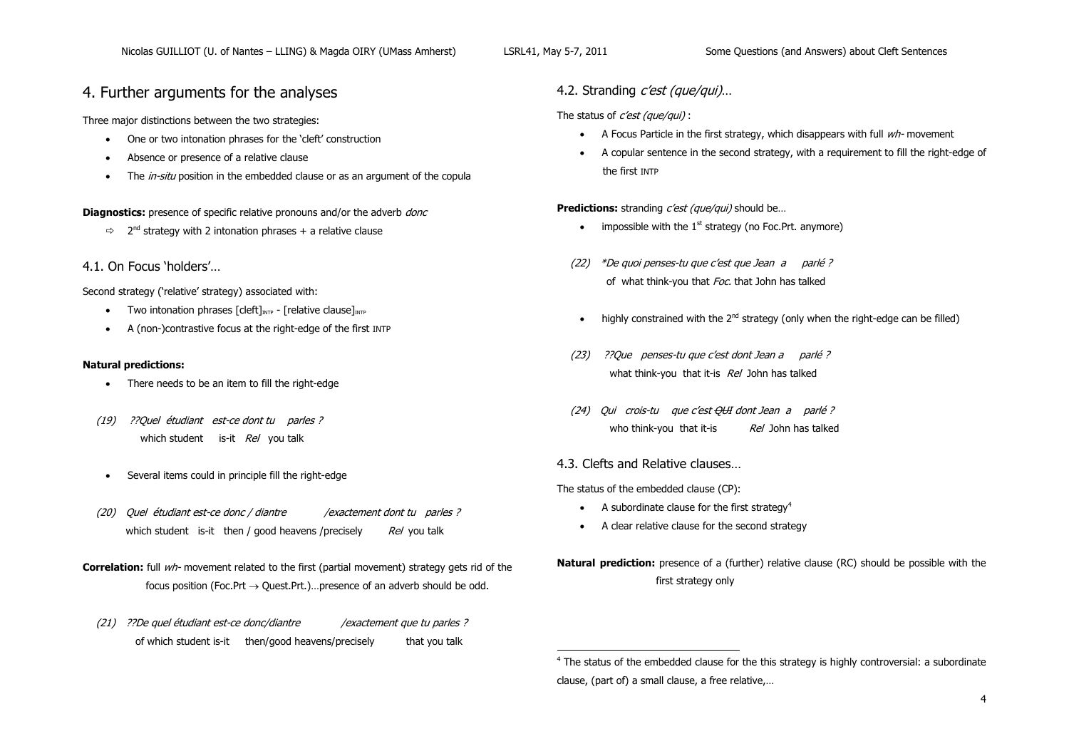## 4. Further arguments for the analyses

Three major distinctions between the two strategies:

- One or two intonation phrases for the 'cleft' construction
- Absence or presence of a relative clause
- The *in-situ* position in the embedded clause or as an argument of the copula

**Diagnostics:** presence of specific relative pronouns and/or the adverb *donc*

⇨ 2[nd] strategy with 2 intonation phrases + a relative clause

### 4.1. On Focus 'holders'…

Second strategy ('relative' strategy) associated with:

- Two intonation phrases [cleft]$_{INTP}$ - [relative clause]$_{INTP}$
- A (non-)contrastive focus at the right-edge of the first INTP

**Natural predictions:**

- There needs to be an item to fill the right-edge

(19) *??Quel étudiant est-ce dont tu parles ?*
which student is-it *Rel* you talk

- Several items could in principle fill the right-edge

(20) *Quel étudiant est-ce donc / diantre /exactement dont tu parles ?*
which student is-it then / good heavens /precisely *Rel* you talk

**Correlation:** full *wh-* movement related to the first (partial movement) strategy gets rid of the focus position (Foc.Prt → Quest.Prt.)…presence of an adverb should be odd.

(21) *??De quel étudiant est-ce donc/diantre /exactement que tu parles ?*
of which student is-it then/good heavens/precisely that you talk

### 4.2. Stranding *c'est (que/qui)*…

The status of *c'est (que/qui)* :

- A Focus Particle in the first strategy, which disappears with full *wh-* movement
- A copular sentence in the second strategy, with a requirement to fill the right-edge of the first INTP

**Predictions:** stranding *c'est (que/qui)* should be…

- impossible with the 1[st] strategy (no Foc.Prt. anymore)

(22) *\*De quoi penses-tu que c'est que Jean a parlé ?*
of what think-you that *Foc.* that John has talked

- highly constrained with the 2[nd] strategy (only when the right-edge can be filled)

(23) *??Que penses-tu que c'est dont Jean a parlé ?*
what think-you that it-is *Rel* John has talked

(24) *Qui crois-tu que c'est ~~QUI~~ dont Jean a parlé ?*
who think-you that it-is *Rel* John has talked

### 4.3. Clefts and Relative clauses…

The status of the embedded clause (CP):

- A subordinate clause for the first strategy[4]
- A clear relative clause for the second strategy

**Natural prediction:** presence of a (further) relative clause (RC) should be possible with the first strategy only

---

[4] The status of the embedded clause for the this strategy is highly controversial: a subordinate clause, (part of) a small clause, a free relative,…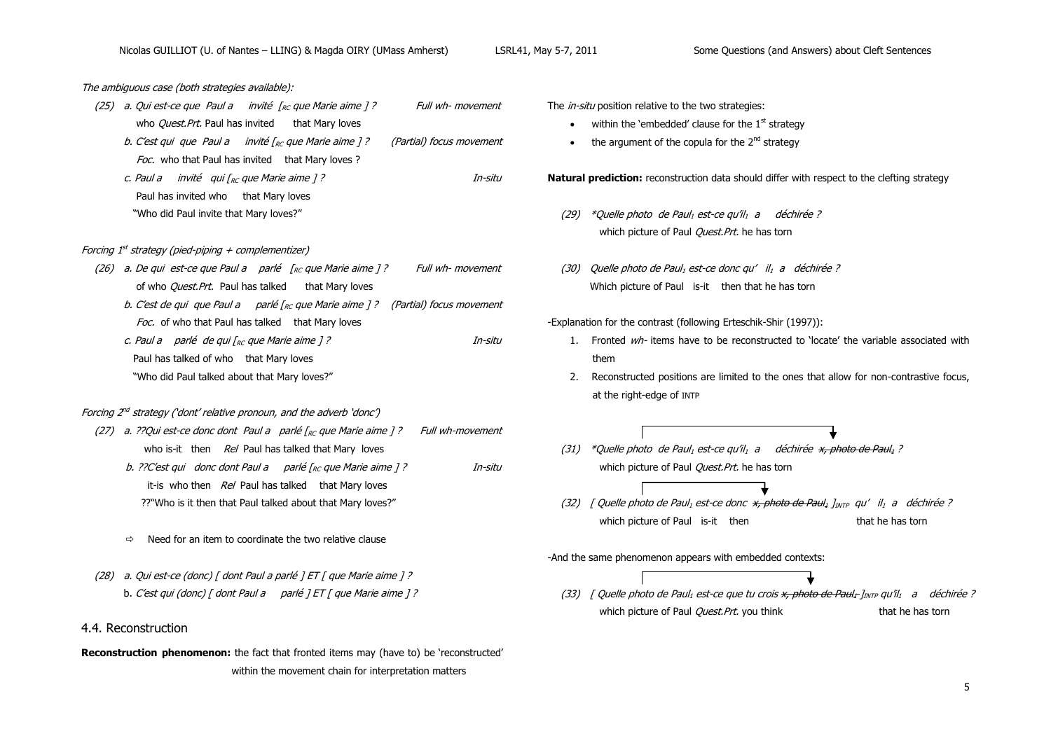*The ambiguous case (both strategies available):*

(25) a. *Qui est-ce que Paul a invité [$_{RC}$ que Marie aime ] ?* — *Full wh- movement*
who *Quest.Prt.* Paul has invited that Mary loves

b. *C'est qui que Paul a invité [$_{RC}$ que Marie aime ] ?* — *(Partial) focus movement*
*Foc.* who that Paul has invited that Mary loves ?

c. *Paul a invité qui [$_{RC}$ que Marie aime ] ?* — *In-situ*
Paul has invited who that Mary loves
"Who did Paul invite that Mary loves?"

*Forcing 1$^{st}$ strategy (pied-piping + complementizer)*

(26) a. *De qui est-ce que Paul a parlé [$_{RC}$ que Marie aime ] ?* — *Full wh- movement*
of who *Quest.Prt.* Paul has talked that Mary loves

b. *C'est de qui que Paul a parlé [$_{RC}$ que Marie aime ] ?* — *(Partial) focus movement*
*Foc.* of who that Paul has talked that Mary loves

c. *Paul a parlé de qui [$_{RC}$ que Marie aime ] ?* — *In-situ*
Paul has talked of who that Mary loves
"Who did Paul talked about that Mary loves?"

*Forcing 2$^{nd}$ strategy ('dont' relative pronoun, and the adverb 'donc')*

(27) a. *??Qui est-ce donc dont Paul a parlé [$_{RC}$ que Marie aime ] ?* — *Full wh-movement*
who is-it then *Rel* Paul has talked that Mary loves

b. *??C'est qui donc dont Paul a parlé [$_{RC}$ que Marie aime ] ?* — *In-situ*
it-is who then *Rel* Paul has talked that Mary loves
??"Who is it then that Paul talked about that Mary loves?"

⇨ Need for an item to coordinate the two relative clause

(28) a. *Qui est-ce (donc) [ dont Paul a parlé ] ET [ que Marie aime ] ?*
b. *C'est qui (donc) [ dont Paul a parlé ] ET [ que Marie aime ] ?*

## 4.4. Reconstruction

**Reconstruction phenomenon:** the fact that fronted items may (have to) be 'reconstructed' within the movement chain for interpretation matters

The *in-situ* position relative to the two strategies:

- within the 'embedded' clause for the 1$^{st}$ strategy
- the argument of the copula for the 2$^{nd}$ strategy

**Natural prediction:** reconstruction data should differ with respect to the clefting strategy

(29) *\*Quelle photo de Paul$_1$ est-ce qu'il$_1$ a déchirée ?*
which picture of Paul *Quest.Prt.* he has torn

(30) *Quelle photo de Paul$_1$ est-ce donc qu' il$_1$ a déchirée ?*
Which picture of Paul is-it then that he has torn

-Explanation for the contrast (following Erteschik-Shir (1997)):

1. Fronted *wh-* items have to be reconstructed to 'locate' the variable associated with them
2. Reconstructed positions are limited to the ones that allow for non-contrastive focus, at the right-edge of INTP

(31) *\*Quelle photo de Paul$_1$ est-ce qu'il$_1$ a déchirée ~~x, photo de Paul$_1$~~ ?*
which picture of Paul *Quest.Prt.* he has torn

(32) *[ Quelle photo de Paul$_1$ est-ce donc ~~x, photo de Paul$_1$~~ ]$_{INTP}$ qu' il$_1$ a déchirée ?*
which picture of Paul is-it then that he has torn

-And the same phenomenon appears with embedded contexts:

(33) *[ Quelle photo de Paul$_1$ est-ce que tu crois ~~x, photo de Paul$_1$~~ ]$_{INTP}$ qu'il$_1$ a déchirée ?*
which picture of Paul *Quest.Prt.* you think that he has torn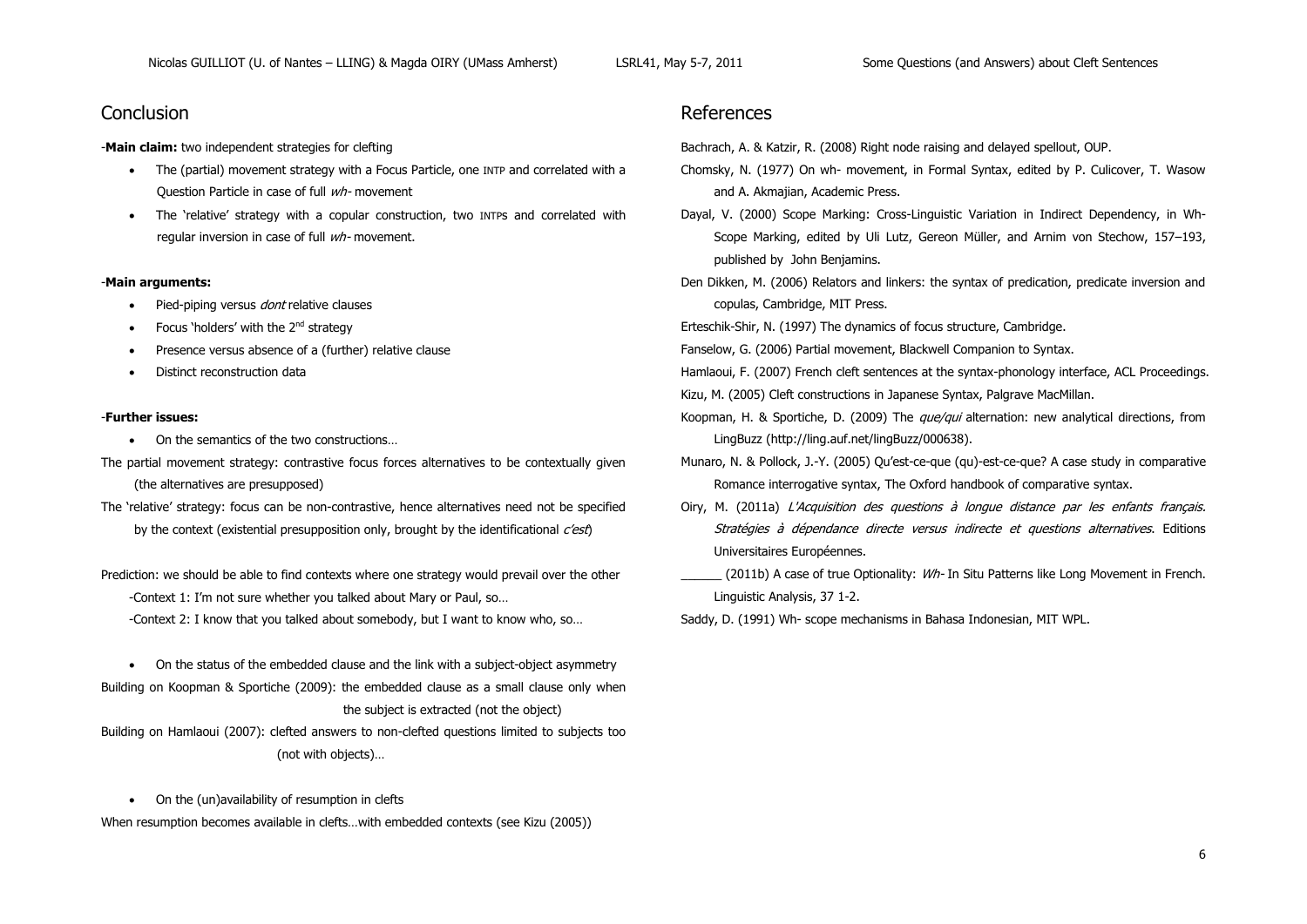## Conclusion

-**Main claim:** two independent strategies for clefting

- The (partial) movement strategy with a Focus Particle, one INTP and correlated with a Question Particle in case of full *wh-* movement
- The 'relative' strategy with a copular construction, two INTPS and correlated with regular inversion in case of full *wh-* movement.

-**Main arguments:**

- Pied-piping versus *dont* relative clauses
- Focus 'holders' with the 2nd strategy
- Presence versus absence of a (further) relative clause
- Distinct reconstruction data

-**Further issues:**

- On the semantics of the two constructions…

The partial movement strategy: contrastive focus forces alternatives to be contextually given (the alternatives are presupposed)

The 'relative' strategy: focus can be non-contrastive, hence alternatives need not be specified by the context (existential presupposition only, brought by the identificational *c'est*)

Prediction: we should be able to find contexts where one strategy would prevail over the other

-Context 1: I'm not sure whether you talked about Mary or Paul, so…

-Context 2: I know that you talked about somebody, but I want to know who, so…

- On the status of the embedded clause and the link with a subject-object asymmetry

Building on Koopman & Sportiche (2009): the embedded clause as a small clause only when the subject is extracted (not the object)

Building on Hamlaoui (2007): clefted answers to non-clefted questions limited to subjects too (not with objects)…

- On the (un)availability of resumption in clefts

When resumption becomes available in clefts…with embedded contexts (see Kizu (2005))

## References

Bachrach, A. & Katzir, R. (2008) Right node raising and delayed spellout, OUP.

Chomsky, N. (1977) On wh- movement, in Formal Syntax, edited by P. Culicover, T. Wasow and A. Akmajian, Academic Press.

Dayal, V. (2000) Scope Marking: Cross-Linguistic Variation in Indirect Dependency, in Wh-Scope Marking, edited by Uli Lutz, Gereon Müller, and Arnim von Stechow, 157–193, published by John Benjamins.

Den Dikken, M. (2006) Relators and linkers: the syntax of predication, predicate inversion and copulas, Cambridge, MIT Press.

Erteschik-Shir, N. (1997) The dynamics of focus structure, Cambridge.

Fanselow, G. (2006) Partial movement, Blackwell Companion to Syntax.

Hamlaoui, F. (2007) French cleft sentences at the syntax-phonology interface, ACL Proceedings.

Kizu, M. (2005) Cleft constructions in Japanese Syntax, Palgrave MacMillan.

Koopman, H. & Sportiche, D. (2009) The *que/qui* alternation: new analytical directions, from LingBuzz (http://ling.auf.net/lingBuzz/000638).

Munaro, N. & Pollock, J.-Y. (2005) Qu'est-ce-que (qu)-est-ce-que? A case study in comparative Romance interrogative syntax, The Oxford handbook of comparative syntax.

Oiry, M. (2011a) *L'Acquisition des questions à longue distance par les enfants français. Stratégies à dépendance directe versus indirecte et questions alternatives.* Editions Universitaires Européennes.

______ (2011b) A case of true Optionality: *Wh-* In Situ Patterns like Long Movement in French. Linguistic Analysis, 37 1-2.

Saddy, D. (1991) Wh- scope mechanisms in Bahasa Indonesian, MIT WPL.